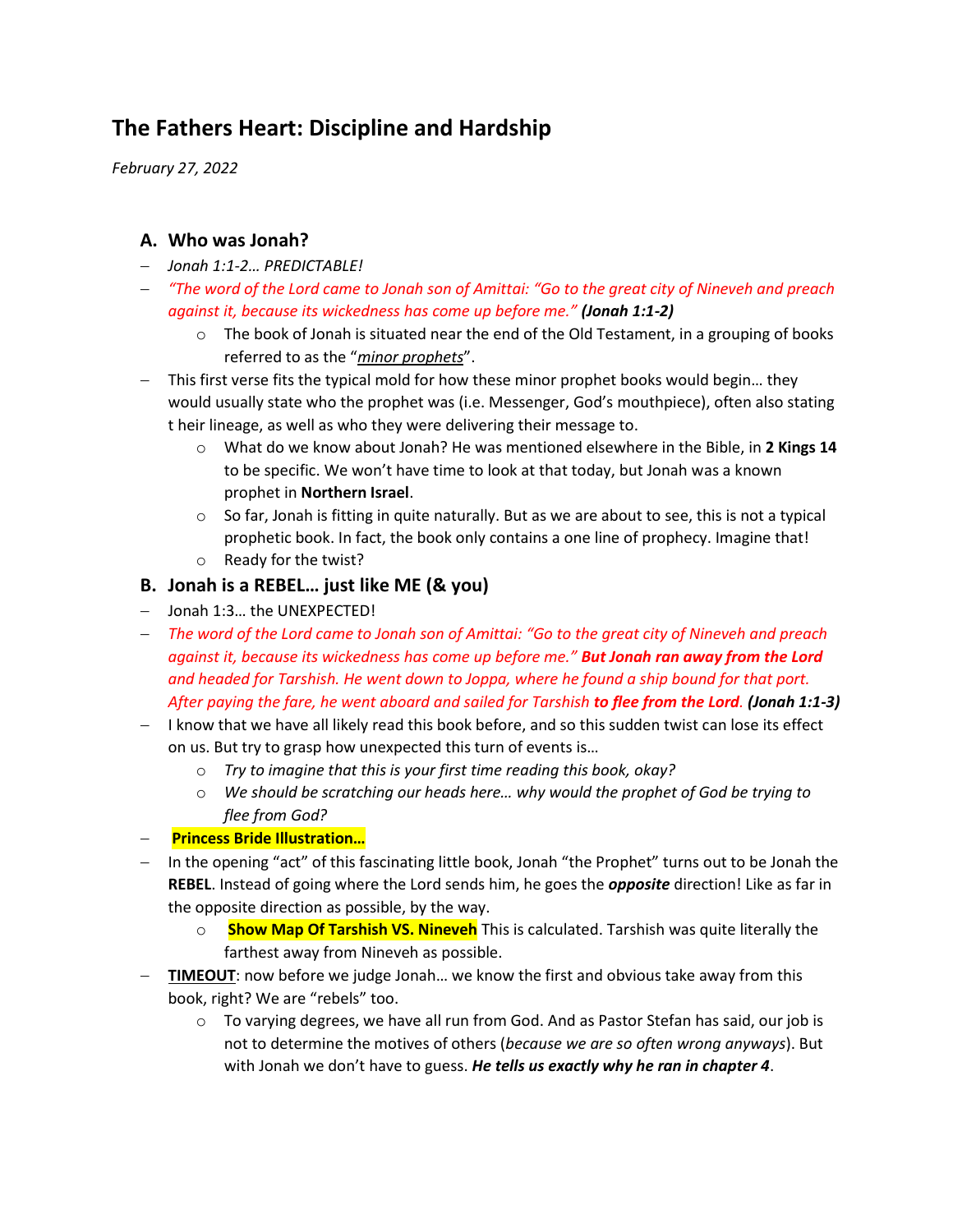# The Fathers Heart: Discipline and Hardship

*February 27, 2022*

## A. Who was Jonah?

- *Jonah 1:1-2… PREDICTABLE!*
- *"The word of the Lord came to Jonah son of Amittai: "Go to the great city of Nineveh and preach against it, because its wickedness has come up before me."* ***(Jonah 1:1-2)***
    - The book of Jonah is situated near the end of the Old Testament, in a grouping of books referred to as the "*minor prophets*".
- This first verse fits the typical mold for how these minor prophet books would begin… they would usually state who the prophet was (i.e. Messenger, God's mouthpiece), often also stating t heir lineage, as well as who they were delivering their message to.
    - What do we know about Jonah? He was mentioned elsewhere in the Bible, in **2 Kings 14** to be specific. We won't have time to look at that today, but Jonah was a known prophet in **Northern Israel**.
    - So far, Jonah is fitting in quite naturally. But as we are about to see, this is not a typical prophetic book. In fact, the book only contains a one line of prophecy. Imagine that!
    - Ready for the twist?

## B. Jonah is a REBEL… just like ME (& you)

- Jonah 1:3… the UNEXPECTED!
- *The word of the Lord came to Jonah son of Amittai: "Go to the great city of Nineveh and preach against it, because its wickedness has come up before me."* ***But Jonah ran away from the Lord*** *and headed for Tarshish. He went down to Joppa, where he found a ship bound for that port. After paying the fare, he went aboard and sailed for Tarshish* ***to flee from the Lord****.* ***(Jonah 1:1-3)***
- I know that we have all likely read this book before, and so this sudden twist can lose its effect on us. But try to grasp how unexpected this turn of events is…
    - *Try to imagine that this is your first time reading this book, okay?*
    - *We should be scratching our heads here… why would the prophet of God be trying to flee from God?*
- **Princess Bride Illustration…**
- In the opening "act" of this fascinating little book, Jonah "the Prophet" turns out to be Jonah the **REBEL**. Instead of going where the Lord sends him, he goes the ***opposite*** direction! Like as far in the opposite direction as possible, by the way.
    - **Show Map Of Tarshish VS. Nineveh** This is calculated. Tarshish was quite literally the farthest away from Nineveh as possible.
- **TIMEOUT**: now before we judge Jonah… we know the first and obvious take away from this book, right? We are "rebels" too.
    - To varying degrees, we have all run from God. And as Pastor Stefan has said, our job is not to determine the motives of others (*because we are so often wrong anyways*). But with Jonah we don't have to guess. ***He tells us exactly why he ran in chapter 4***.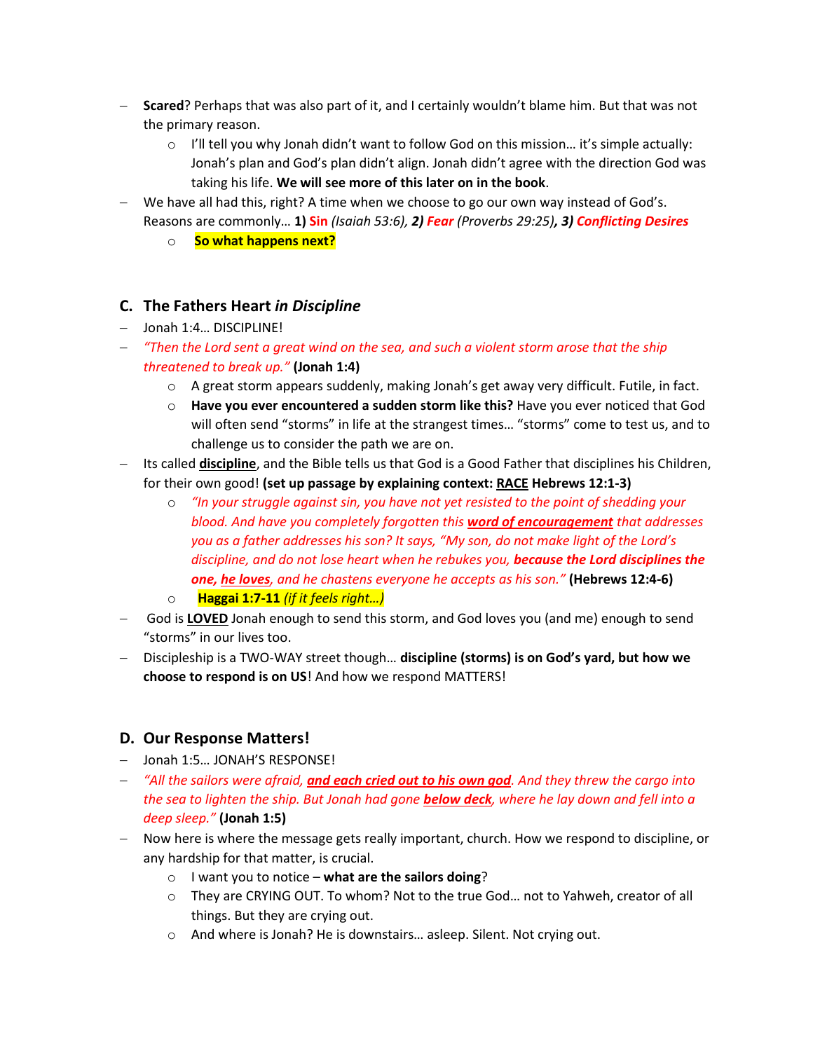- **Scared**? Perhaps that was also part of it, and I certainly wouldn't blame him. But that was not the primary reason.
  - I'll tell you why Jonah didn't want to follow God on this mission… it's simple actually: Jonah's plan and God's plan didn't align. Jonah didn't agree with the direction God was taking his life. **We will see more of this later on in the book**.
- We have all had this, right? A time when we choose to go our own way instead of God's. Reasons are commonly… **1) Sin** *(Isaiah 53:6), **2) Fear** (Proverbs 29:25)**, 3) Conflicting Desires***
  - **So what happens next?**

## C. The Fathers Heart *in Discipline*

- Jonah 1:4… DISCIPLINE!
- *"Then the Lord sent a great wind on the sea, and such a violent storm arose that the ship threatened to break up."* **(Jonah 1:4)**
  - A great storm appears suddenly, making Jonah's get away very difficult. Futile, in fact.
  - **Have you ever encountered a sudden storm like this?** Have you ever noticed that God will often send "storms" in life at the strangest times… "storms" come to test us, and to challenge us to consider the path we are on.
- Its called **discipline**, and the Bible tells us that God is a Good Father that disciplines his Children, for their own good! **(set up passage by explaining context: RACE Hebrews 12:1-3)**
  - *"In your struggle against sin, you have not yet resisted to the point of shedding your blood. And have you completely forgotten this **word of encouragement** that addresses you as a father addresses his son? It says, "My son, do not make light of the Lord's discipline, and do not lose heart when he rebukes you, **because the Lord disciplines the one, he loves**, and he chastens everyone he accepts as his son."* **(Hebrews 12:4-6)**
  - **Haggai 1:7-11** *(if it feels right…)*
- God is **LOVED** Jonah enough to send this storm, and God loves you (and me) enough to send "storms" in our lives too.
- Discipleship is a TWO-WAY street though… **discipline (storms) is on God's yard, but how we choose to respond is on US**! And how we respond MATTERS!

## D. Our Response Matters!

- Jonah 1:5… JONAH'S RESPONSE!
- *"All the sailors were afraid, **and each cried out to his own god**. And they threw the cargo into the sea to lighten the ship. But Jonah had gone **below deck**, where he lay down and fell into a deep sleep."* **(Jonah 1:5)**
- Now here is where the message gets really important, church. How we respond to discipline, or any hardship for that matter, is crucial.
  - I want you to notice – **what are the sailors doing**?
  - They are CRYING OUT. To whom? Not to the true God… not to Yahweh, creator of all things. But they are crying out.
  - And where is Jonah? He is downstairs… asleep. Silent. Not crying out.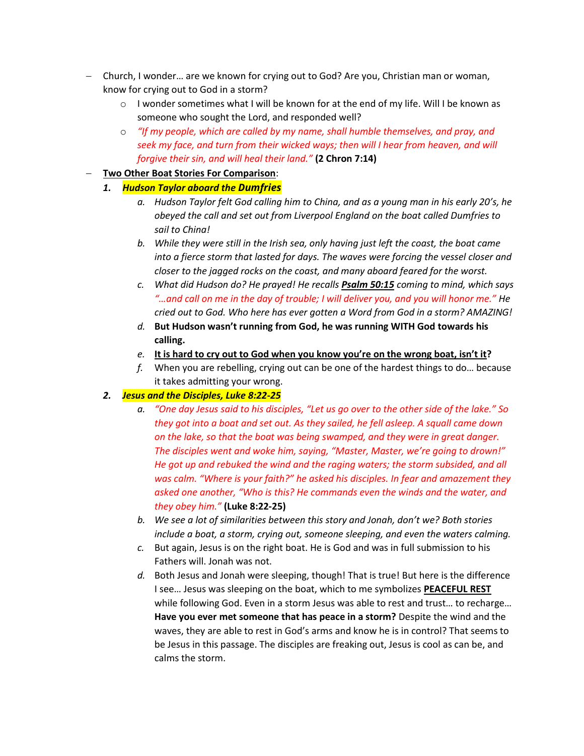- Church, I wonder… are we known for crying out to God? Are you, Christian man or woman, know for crying out to God in a storm?
  - I wonder sometimes what I will be known for at the end of my life. Will I be known as someone who sought the Lord, and responded well?
  - *"If my people, which are called by my name, shall humble themselves, and pray, and seek my face, and turn from their wicked ways; then will I hear from heaven, and will forgive their sin, and will heal their land."* **(2 Chron 7:14)**
- **Two Other Boat Stories For Comparison**:
  1. ***Hudson Taylor aboard the Dumfries***
     a. *Hudson Taylor felt God calling him to China, and as a young man in his early 20's, he obeyed the call and set out from Liverpool England on the boat called Dumfries to sail to China!*
     b. *While they were still in the Irish sea, only having just left the coast, the boat came into a fierce storm that lasted for days. The waves were forcing the vessel closer and closer to the jagged rocks on the coast, and many aboard feared for the worst.*
     c. *What did Hudson do? He prayed! He recalls* ***Psalm 50:15*** *coming to mind, which says "…and call on me in the day of trouble; I will deliver you, and you will honor me." He cried out to God. Who here has ever gotten a Word from God in a storm? AMAZING!*
     d. **But Hudson wasn't running from God, he was running WITH God towards his calling.**
     e. **It is hard to cry out to God when you know you're on the wrong boat, isn't it?**
     f. When you are rebelling, crying out can be one of the hardest things to do… because it takes admitting your wrong.
  2. ***Jesus and the Disciples, Luke 8:22-25***
     a. *"One day Jesus said to his disciples, "Let us go over to the other side of the lake." So they got into a boat and set out. As they sailed, he fell asleep. A squall came down on the lake, so that the boat was being swamped, and they were in great danger. The disciples went and woke him, saying, "Master, Master, we're going to drown!" He got up and rebuked the wind and the raging waters; the storm subsided, and all was calm. "Where is your faith?" he asked his disciples. In fear and amazement they asked one another, "Who is this? He commands even the winds and the water, and they obey him."* **(Luke 8:22-25)**
     b. *We see a lot of similarities between this story and Jonah, don't we? Both stories include a boat, a storm, crying out, someone sleeping, and even the waters calming.*
     c. But again, Jesus is on the right boat. He is God and was in full submission to his Fathers will. Jonah was not.
     d. Both Jesus and Jonah were sleeping, though! That is true! But here is the difference I see… Jesus was sleeping on the boat, which to me symbolizes **PEACEFUL REST** while following God. Even in a storm Jesus was able to rest and trust… to recharge… **Have you ever met someone that has peace in a storm?** Despite the wind and the waves, they are able to rest in God's arms and know he is in control? That seems to be Jesus in this passage. The disciples are freaking out, Jesus is cool as can be, and calms the storm.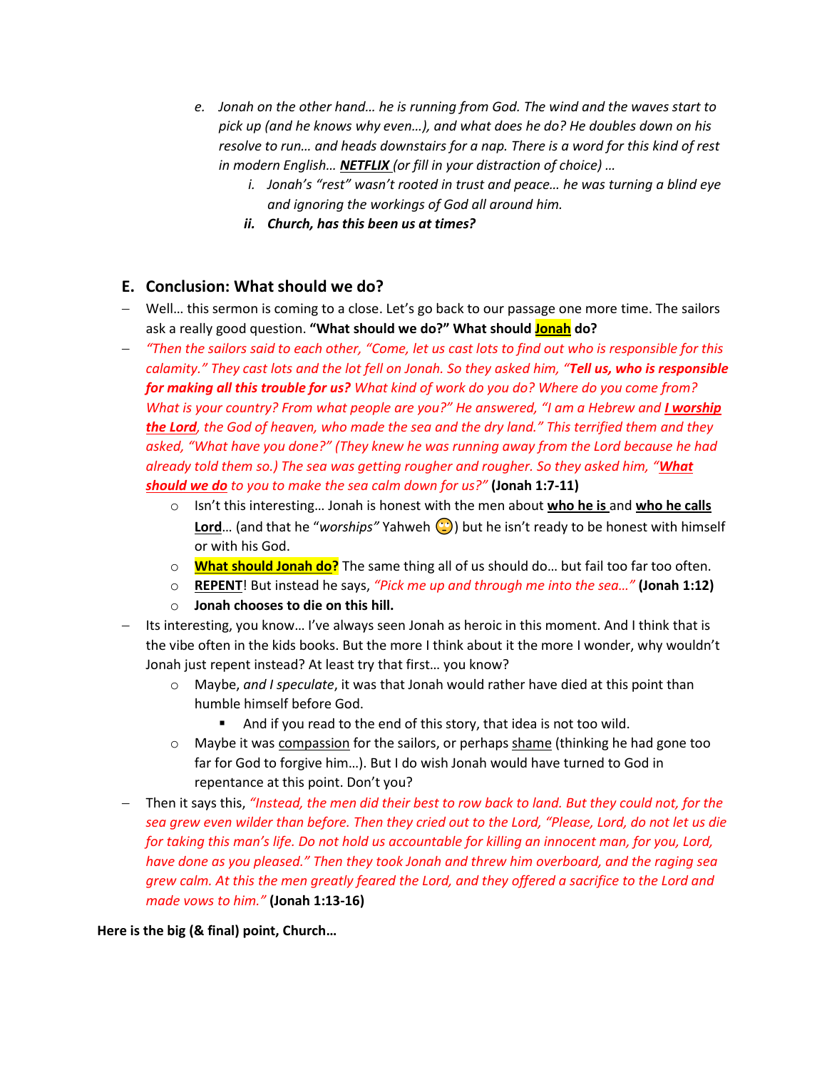e. *Jonah on the other hand… he is running from God. The wind and the waves start to pick up (and he knows why even…), and what does he do? He doubles down on his resolve to run… and heads downstairs for a nap. There is a word for this kind of rest in modern English…* ***NETFLIX*** *(or fill in your distraction of choice) …*
   i. *Jonah's "rest" wasn't rooted in trust and peace… he was turning a blind eye and ignoring the workings of God all around him.*
   ii. ***Church, has this been us at times?***

## E. Conclusion: What should we do?

- Well… this sermon is coming to a close. Let's go back to our passage one more time. The sailors ask a really good question. **"What should we do?" What should Jonah do?**
- *"Then the sailors said to each other, "Come, let us cast lots to find out who is responsible for this calamity." They cast lots and the lot fell on Jonah. So they asked him, "**Tell us, who is responsible for making all this trouble for us?** What kind of work do you do? Where do you come from? What is your country? From what people are you?" He answered, "I am a Hebrew and **I worship the Lord**, the God of heaven, who made the sea and the dry land." This terrified them and they asked, "What have you done?" (They knew he was running away from the Lord because he had already told them so.) The sea was getting rougher and rougher. So they asked him, "**What should we do** to you to make the sea calm down for us?"* **(Jonah 1:7-11)**
   - Isn't this interesting… Jonah is honest with the men about **who he is** and **who he calls Lord**… (and that he "*worships"* Yahweh 🙄) but he isn't ready to be honest with himself or with his God.
   - **What should Jonah do?** The same thing all of us should do… but fail too far too often.
   - **REPENT**! But instead he says, *"Pick me up and through me into the sea…"* **(Jonah 1:12)**
   - **Jonah chooses to die on this hill.**
- Its interesting, you know… I've always seen Jonah as heroic in this moment. And I think that is the vibe often in the kids books. But the more I think about it the more I wonder, why wouldn't Jonah just repent instead? At least try that first… you know?
   - Maybe, *and I speculate*, it was that Jonah would rather have died at this point than humble himself before God.
      - And if you read to the end of this story, that idea is not too wild.
   - Maybe it was compassion for the sailors, or perhaps shame (thinking he had gone too far for God to forgive him…). But I do wish Jonah would have turned to God in repentance at this point. Don't you?
- Then it says this, *"Instead, the men did their best to row back to land. But they could not, for the sea grew even wilder than before. Then they cried out to the Lord, "Please, Lord, do not let us die for taking this man's life. Do not hold us accountable for killing an innocent man, for you, Lord, have done as you pleased." Then they took Jonah and threw him overboard, and the raging sea grew calm. At this the men greatly feared the Lord, and they offered a sacrifice to the Lord and made vows to him."* **(Jonah 1:13-16)**

**Here is the big (& final) point, Church…**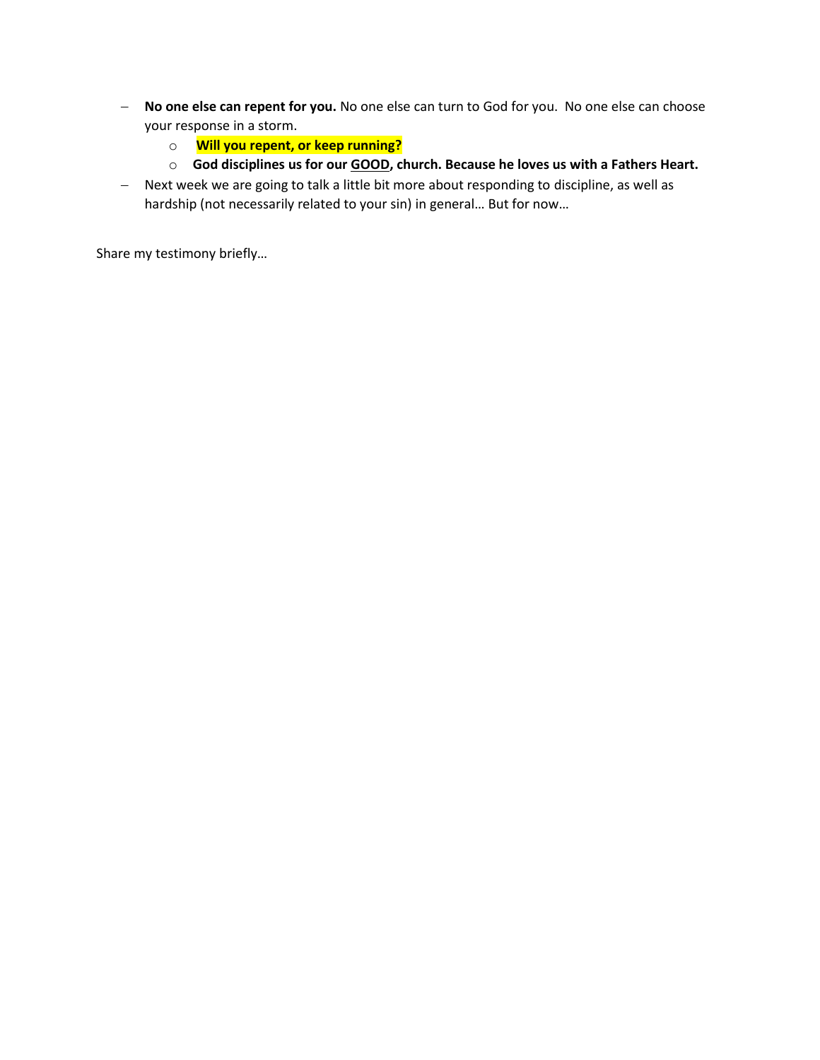- **No one else can repent for you.** No one else can turn to God for you.  No one else can choose your response in a storm.
    - **Will you repent, or keep running?**
    - **God disciplines us for our <u>GOOD</u>, church. Because he loves us with a Fathers Heart.**
- Next week we are going to talk a little bit more about responding to discipline, as well as hardship (not necessarily related to your sin) in general… But for now…

Share my testimony briefly…